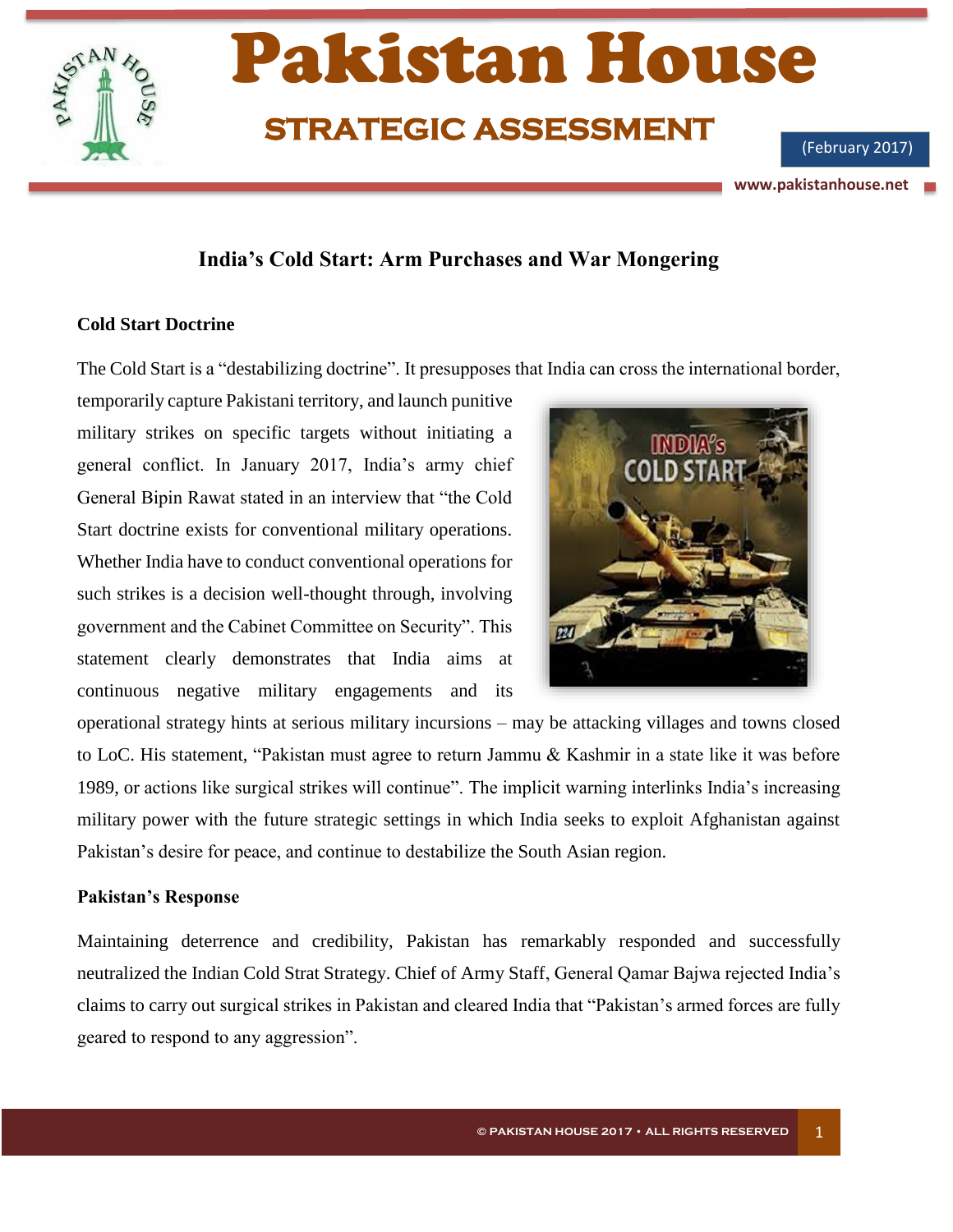# Pakistan House

## STRATEGIC ASSESSMENT

(February 2017)

### India's Cold Start: Arm Purchases and War Mongering

**Cold Start Doctrine**

The Cold Start is a "destabilizing doctrine". It presupposes that India can cross the international border, temporarily capture Pakistani territory, and launch punitive military strikes on specific targets without initiating a general conflict. In January 2017, India's army chief General Bipin Rawat stated in an interview that "the Cold Start doctrine exists for conventional military operations. Whether India have to conduct conventional operations for such strikes is a decision well-thought through, involving government and the Cabinet Committee on Security". This statement clearly demonstrates that India aims at continuous negative military engagements and its operational strategy hints at serious military incursions – may be attacking villages and towns closed to LoC. His statement, "Pakistan must agree to return Jammu & Kashmir in a state like it was before 1989, or actions like surgical strikes will continue". The implicit warning interlinks India's increasing military power with the future strategic settings in which India seeks to exploit Afghanistan against Pakistan's desire for peace, and continue to destabilize the South Asian region.

**Pakistan's Response**

Maintaining deterrence and credibility, Pakistan has remarkably responded and successfully neutralized the Indian Cold Strat Strategy. Chief of Army Staff, General Qamar Bajwa rejected India's claims to carry out surgical strikes in Pakistan and cleared India that "Pakistan's armed forces are fully geared to respond to any aggression".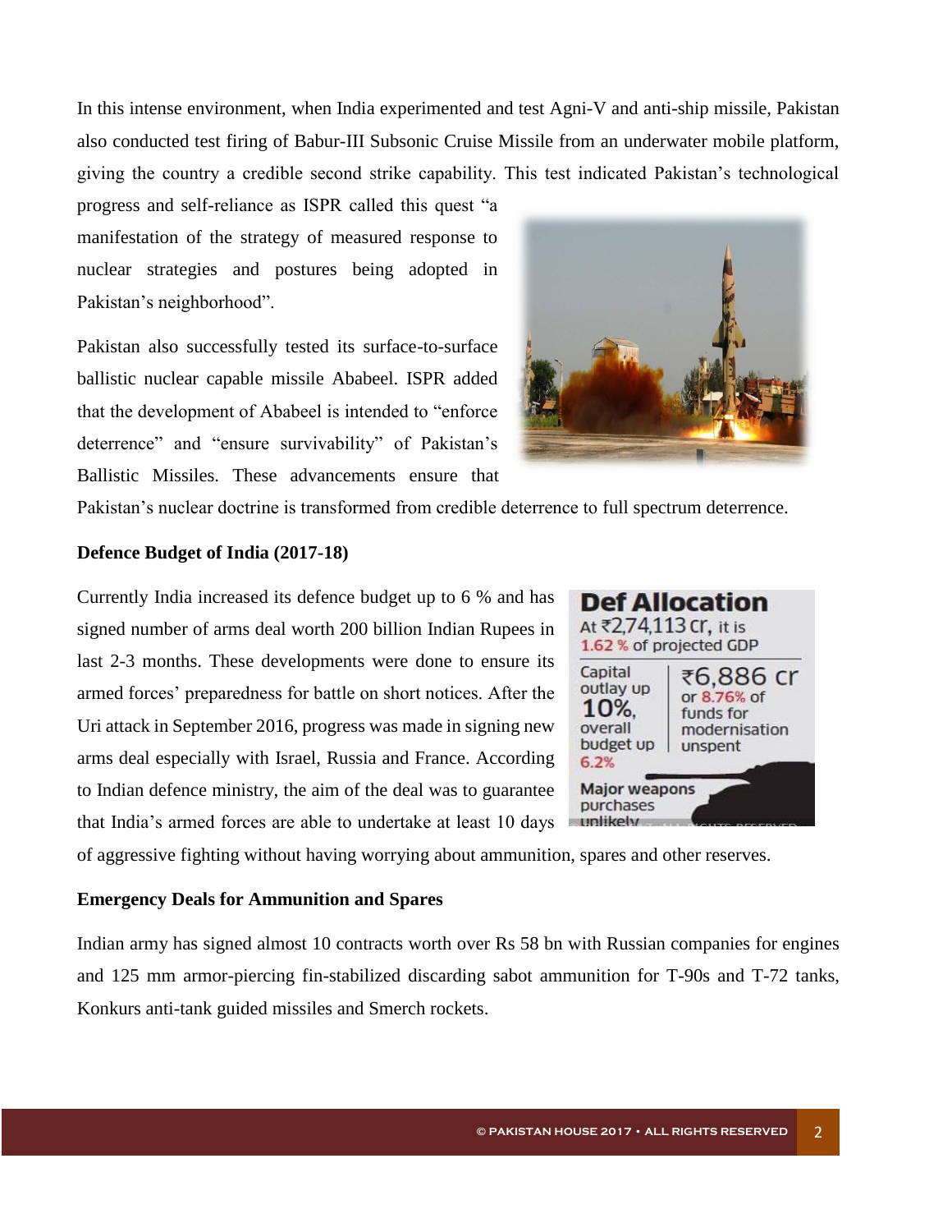In this intense environment, when India experimented and test Agni-V and anti-ship missile, Pakistan also conducted test firing of Babur-III Subsonic Cruise Missile from an underwater mobile platform, giving the country a credible second strike capability. This test indicated Pakistan's technological progress and self-reliance as ISPR called this quest "a manifestation of the strategy of measured response to nuclear strategies and postures being adopted in Pakistan's neighborhood".

Pakistan also successfully tested its surface-to-surface ballistic nuclear capable missile Ababeel. ISPR added that the development of Ababeel is intended to "enforce deterrence" and "ensure survivability" of Pakistan's Ballistic Missiles. These advancements ensure that Pakistan's nuclear doctrine is transformed from credible deterrence to full spectrum deterrence.

**Defence Budget of India (2017-18)**

Currently India increased its defence budget up to 6 % and has signed number of arms deal worth 200 billion Indian Rupees in last 2-3 months. These developments were done to ensure its armed forces' preparedness for battle on short notices. After the Uri attack in September 2016, progress was made in signing new arms deal especially with Israel, Russia and France. According to Indian defence ministry, the aim of the deal was to guarantee that India's armed forces are able to undertake at least 10 days of aggressive fighting without having worrying about ammunition, spares and other reserves.

**Emergency Deals for Ammunition and Spares**

Indian army has signed almost 10 contracts worth over Rs 58 bn with Russian companies for engines and 125 mm armor-piercing fin-stabilized discarding sabot ammunition for T-90s and T-72 tanks, Konkurs anti-tank guided missiles and Smerch rockets.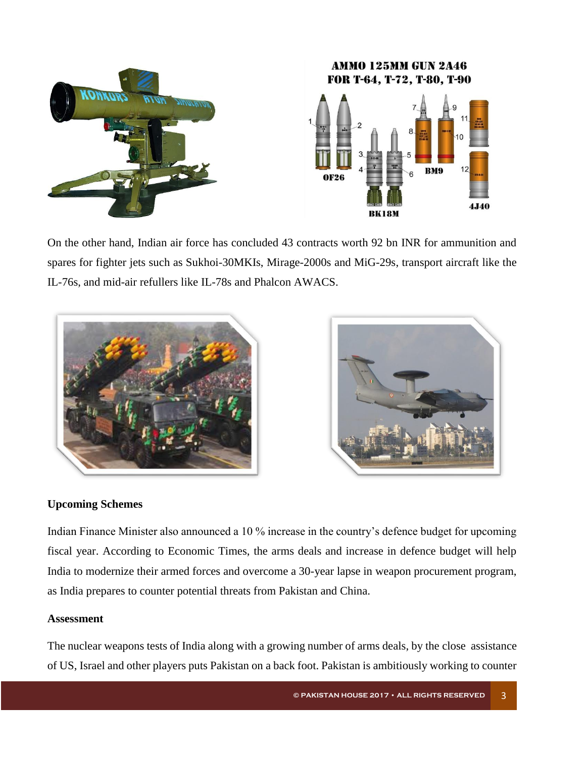On the other hand, Indian air force has concluded 43 contracts worth 92 bn INR for ammunition and spares for fighter jets such as Sukhoi-30MKIs, Mirage-2000s and MiG-29s, transport aircraft like the IL-76s, and mid-air refullers like IL-78s and Phalcon AWACS.

**Upcoming Schemes**

Indian Finance Minister also announced a 10 % increase in the country's defence budget for upcoming fiscal year. According to Economic Times, the arms deals and increase in defence budget will help India to modernize their armed forces and overcome a 30-year lapse in weapon procurement program, as India prepares to counter potential threats from Pakistan and China.

**Assessment**

The nuclear weapons tests of India along with a growing number of arms deals, by the close assistance of US, Israel and other players puts Pakistan on a back foot. Pakistan is ambitiously working to counter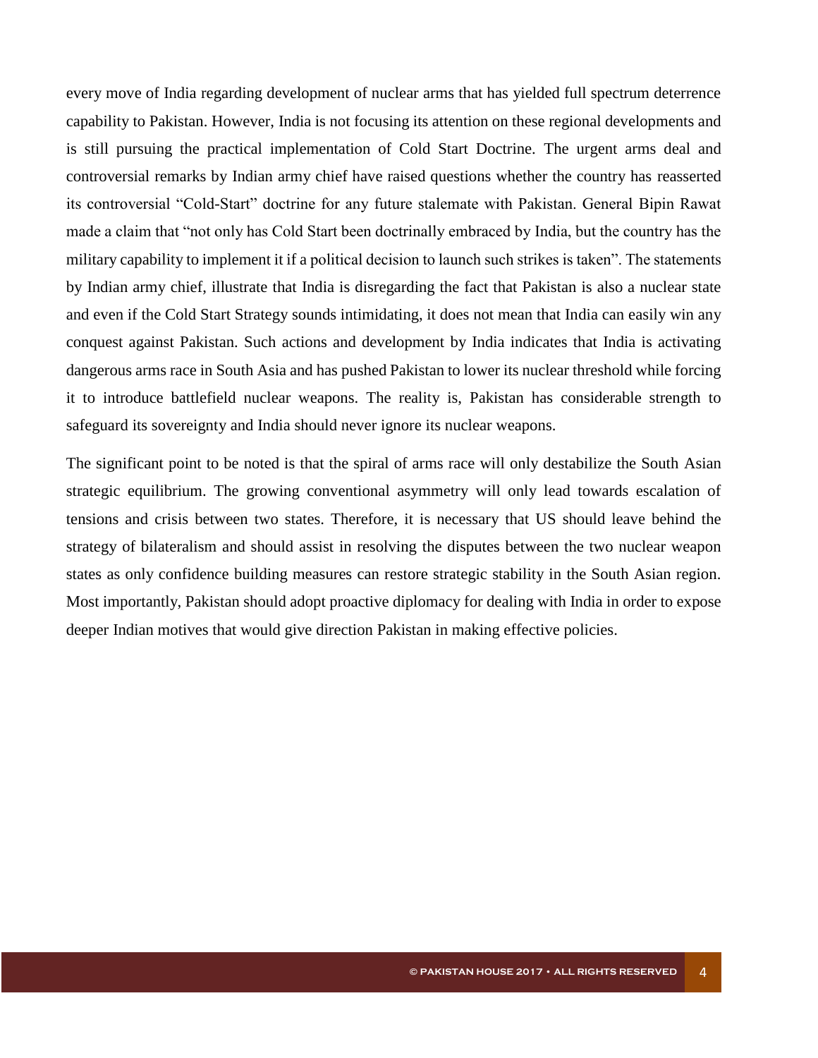every move of India regarding development of nuclear arms that has yielded full spectrum deterrence capability to Pakistan. However, India is not focusing its attention on these regional developments and is still pursuing the practical implementation of Cold Start Doctrine. The urgent arms deal and controversial remarks by Indian army chief have raised questions whether the country has reasserted its controversial "Cold-Start" doctrine for any future stalemate with Pakistan. General Bipin Rawat made a claim that "not only has Cold Start been doctrinally embraced by India, but the country has the military capability to implement it if a political decision to launch such strikes is taken". The statements by Indian army chief, illustrate that India is disregarding the fact that Pakistan is also a nuclear state and even if the Cold Start Strategy sounds intimidating, it does not mean that India can easily win any conquest against Pakistan. Such actions and development by India indicates that India is activating dangerous arms race in South Asia and has pushed Pakistan to lower its nuclear threshold while forcing it to introduce battlefield nuclear weapons. The reality is, Pakistan has considerable strength to safeguard its sovereignty and India should never ignore its nuclear weapons.

The significant point to be noted is that the spiral of arms race will only destabilize the South Asian strategic equilibrium. The growing conventional asymmetry will only lead towards escalation of tensions and crisis between two states. Therefore, it is necessary that US should leave behind the strategy of bilateralism and should assist in resolving the disputes between the two nuclear weapon states as only confidence building measures can restore strategic stability in the South Asian region. Most importantly, Pakistan should adopt proactive diplomacy for dealing with India in order to expose deeper Indian motives that would give direction Pakistan in making effective policies.